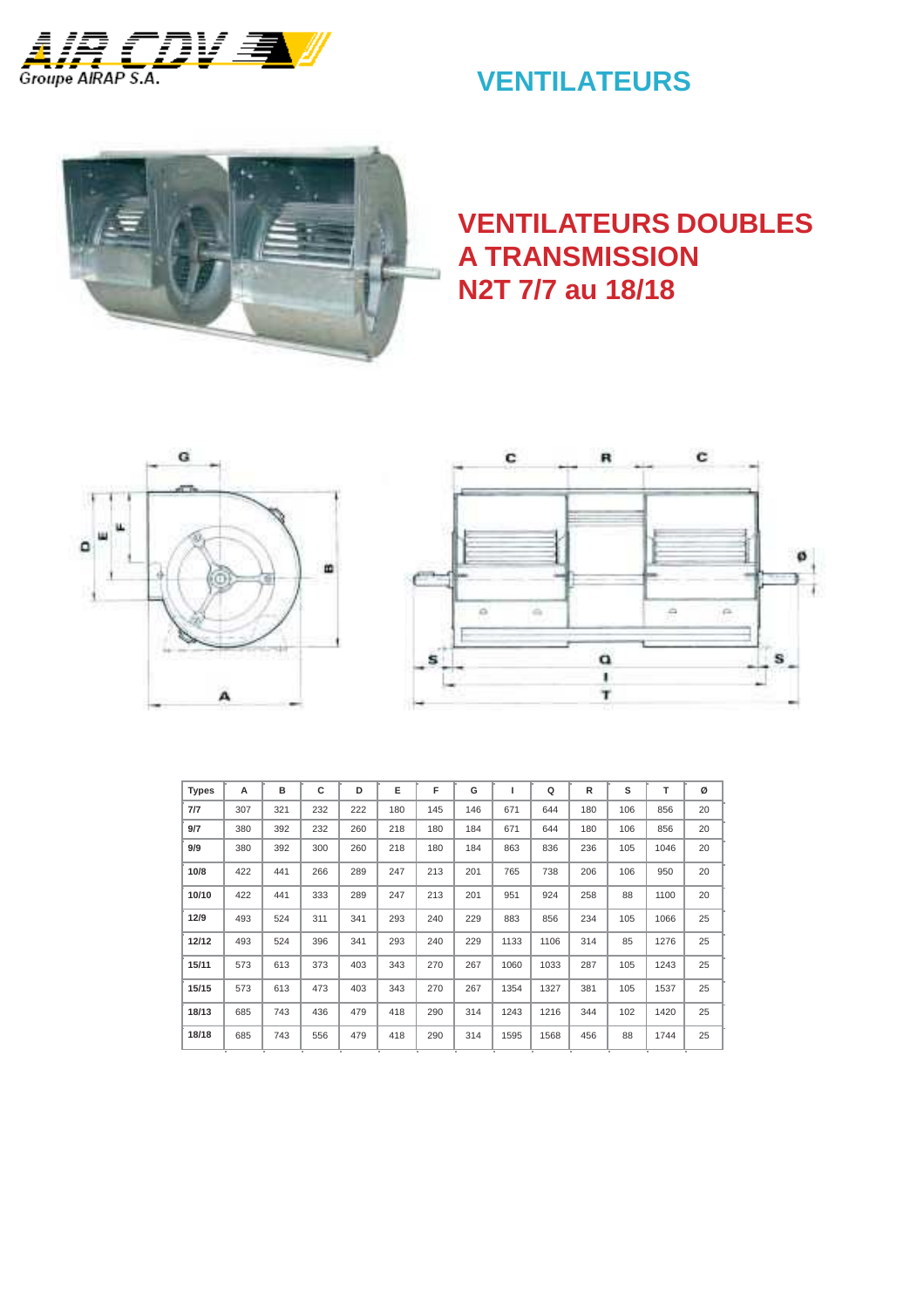Groupe AIRAP S.A.

# VENTILATEURS

## VENTILATEURS DOUBLES A TRANSMISSION N2T 7/7 au 18/18

| Types | A | B | C | D | E | F | G | I | Q | R | S | T | Ø |
|---|---|---|---|---|---|---|---|---|---|---|---|---|---|
| 7/7 | 307 | 321 | 232 | 222 | 180 | 145 | 146 | 671 | 644 | 180 | 106 | 856 | 20 |
| 9/7 | 380 | 392 | 232 | 260 | 218 | 180 | 184 | 671 | 644 | 180 | 106 | 856 | 20 |
| 9/9 | 380 | 392 | 300 | 260 | 218 | 180 | 184 | 863 | 836 | 236 | 105 | 1046 | 20 |
| 10/8 | 422 | 441 | 266 | 289 | 247 | 213 | 201 | 765 | 738 | 206 | 106 | 950 | 20 |
| 10/10 | 422 | 441 | 333 | 289 | 247 | 213 | 201 | 951 | 924 | 258 | 88 | 1100 | 20 |
| 12/9 | 493 | 524 | 311 | 341 | 293 | 240 | 229 | 883 | 856 | 234 | 105 | 1066 | 25 |
| 12/12 | 493 | 524 | 396 | 341 | 293 | 240 | 229 | 1133 | 1106 | 314 | 85 | 1276 | 25 |
| 15/11 | 573 | 613 | 373 | 403 | 343 | 270 | 267 | 1060 | 1033 | 287 | 105 | 1243 | 25 |
| 15/15 | 573 | 613 | 473 | 403 | 343 | 270 | 267 | 1354 | 1327 | 381 | 105 | 1537 | 25 |
| 18/13 | 685 | 743 | 436 | 479 | 418 | 290 | 314 | 1243 | 1216 | 344 | 102 | 1420 | 25 |
| 18/18 | 685 | 743 | 556 | 479 | 418 | 290 | 314 | 1595 | 1568 | 456 | 88 | 1744 | 25 |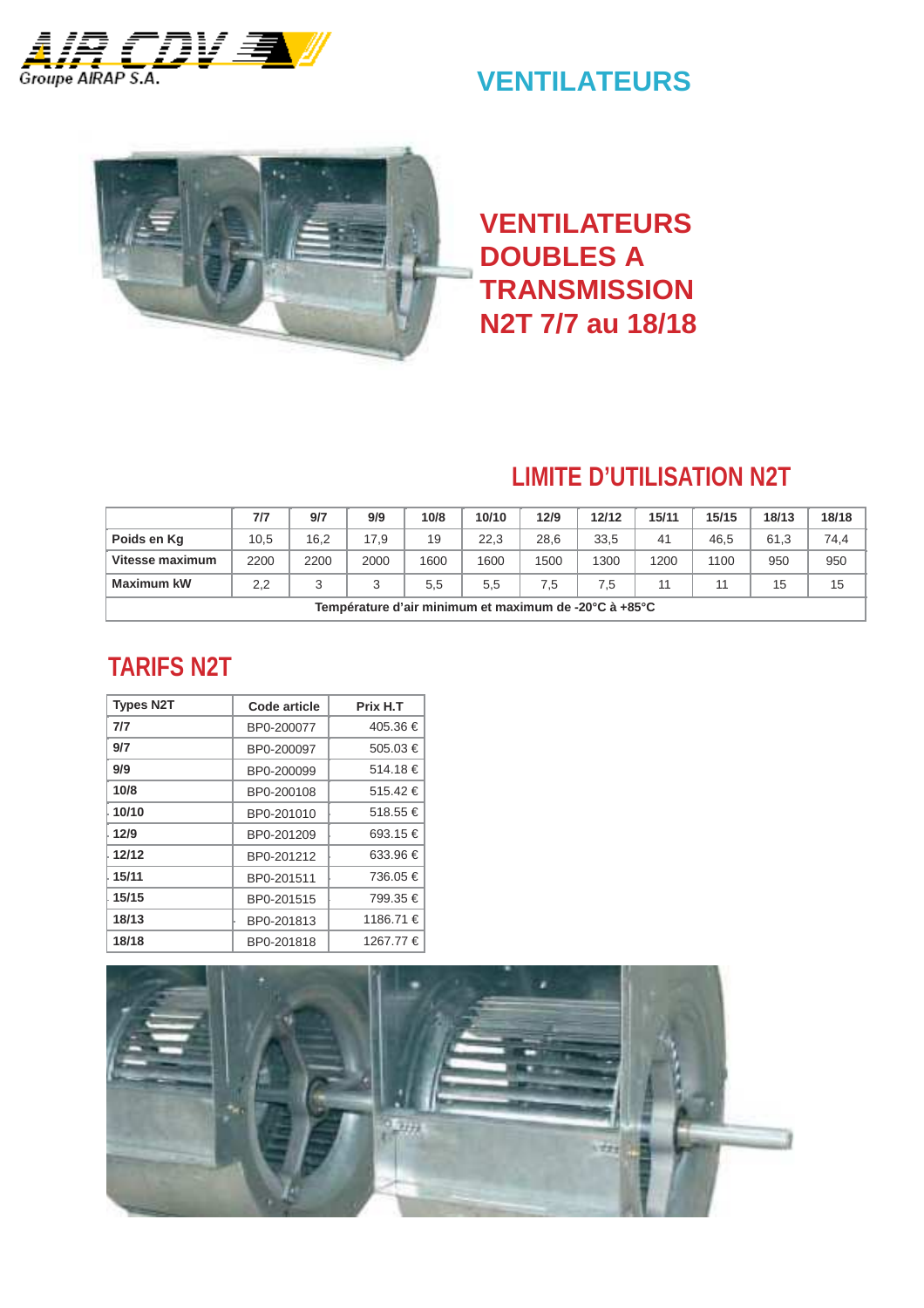AIR CDV
Groupe AIRAP S.A.

# VENTILATEURS

## VENTILATEURS DOUBLES A TRANSMISSION N2T 7/7 au 18/18

## LIMITE D'UTILISATION N2T

| | 7/7 | 9/7 | 9/9 | 10/8 | 10/10 | 12/9 | 12/12 | 15/11 | 15/15 | 18/13 | 18/18 |
|---|---|---|---|---|---|---|---|---|---|---|---|
| **Poids en Kg** | 10,5 | 16,2 | 17,9 | 19 | 22,3 | 28,6 | 33,5 | 41 | 46,5 | 61,3 | 74,4 |
| **Vitesse maximum** | 2200 | 2200 | 2000 | 1600 | 1600 | 1500 | 1300 | 1200 | 1100 | 950 | 950 |
| **Maximum kW** | 2,2 | 3 | 3 | 5,5 | 5,5 | 7,5 | 7,5 | 11 | 11 | 15 | 15 |
| **Température d'air minimum et maximum de -20°C à +85°C** | | | | | | | | | | | |

## TARIFS N2T

| Types N2T | Code article | Prix H.T |
|---|---|---|
| **7/7** | BP0-200077 | 405.36 € |
| **9/7** | BP0-200097 | 505.03 € |
| **9/9** | BP0-200099 | 514.18 € |
| **10/8** | BP0-200108 | 515.42 € |
| **10/10** | BP0-201010 | 518.55 € |
| **12/9** | BP0-201209 | 693.15 € |
| **12/12** | BP0-201212 | 633.96 € |
| **15/11** | BP0-201511 | 736.05 € |
| **15/15** | BP0-201515 | 799.35 € |
| **18/13** | BP0-201813 | 1186.71 € |
| **18/18** | BP0-201818 | 1267.77 € |